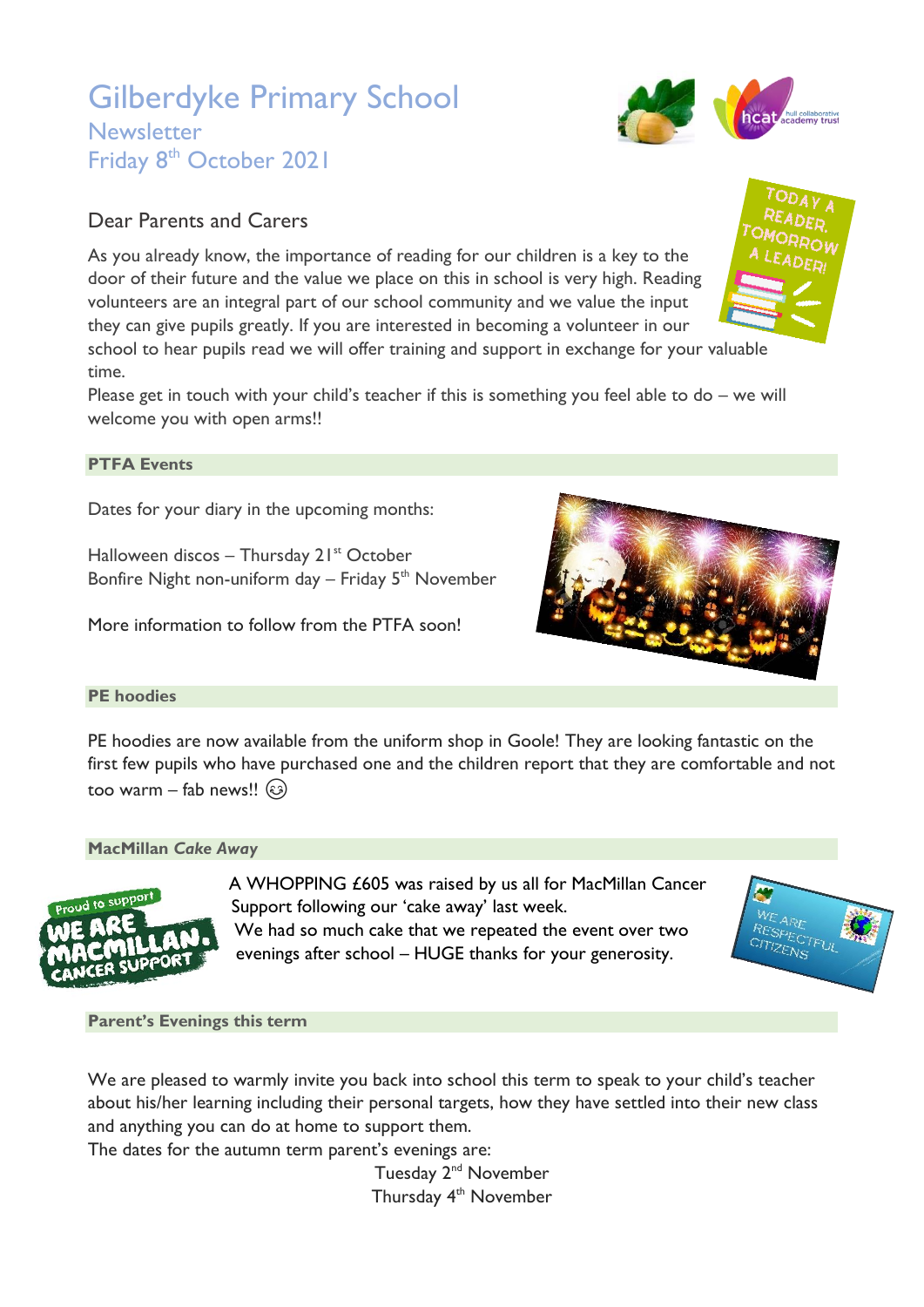// Gilberdyke Primary School

# Gilberdyke Primary School

## Newsletter

## Friday 8th October 2021

Dear Parents and Carers

As you already know, the importance of reading for our children is a key to the door of their future and the value we place on this in school is very high. Reading volunteers are an integral part of our school community and we value the input they can give pupils greatly. If you are interested in becoming a volunteer in our school to hear pupils read we will offer training and support in exchange for your valuable time.

Please get in touch with your child's teacher if this is something you feel able to do – we will welcome you with open arms!!

### PTFA Events

Dates for your diary in the upcoming months:

Halloween discos – Thursday 21st October
Bonfire Night non-uniform day – Friday 5th November

More information to follow from the PTFA soon!

### PE hoodies

PE hoodies are now available from the uniform shop in Goole! They are looking fantastic on the first few pupils who have purchased one and the children report that they are comfortable and not too warm – fab news!! 😉

### MacMillan *Cake Away*

A WHOPPING £605 was raised by us all for MacMillan Cancer Support following our 'cake away' last week.
We had so much cake that we repeated the event over two evenings after school – HUGE thanks for your generosity.

### Parent's Evenings this term

We are pleased to warmly invite you back into school this term to speak to your child's teacher about his/her learning including their personal targets, how they have settled into their new class and anything you can do at home to support them.

The dates for the autumn term parent's evenings are:

Tuesday 2nd November
Thursday 4th November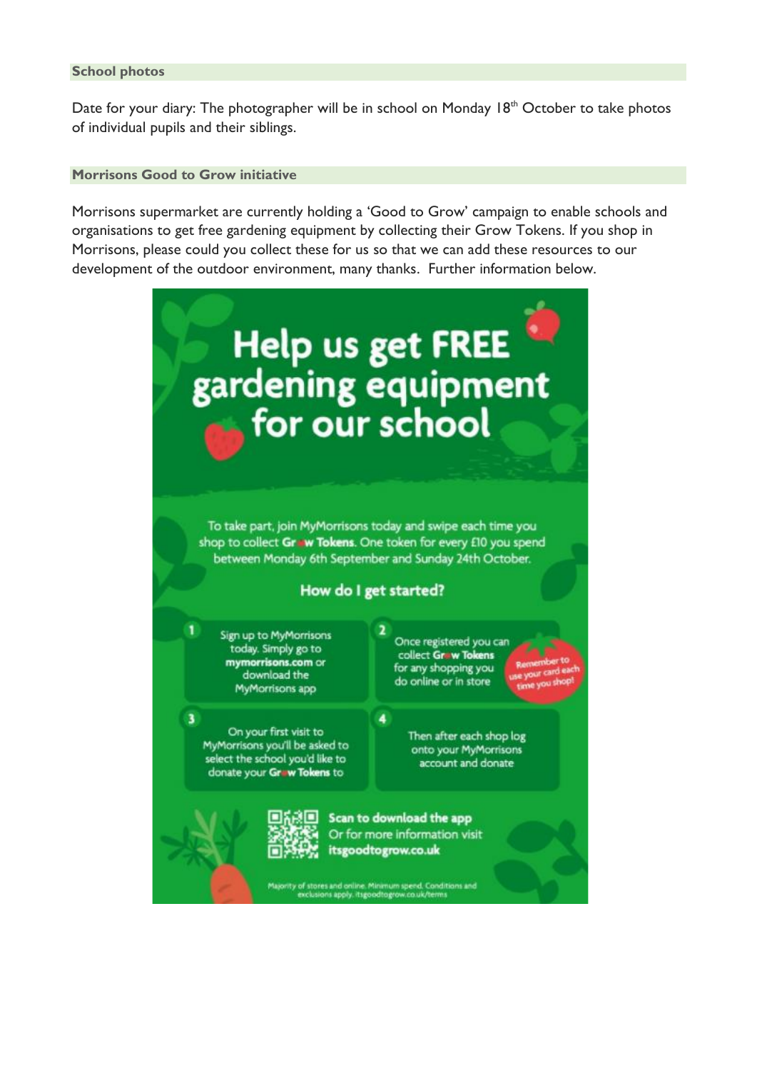## School photos

Date for your diary: The photographer will be in school on Monday 18th October to take photos of individual pupils and their siblings.

## Morrisons Good to Grow initiative

Morrisons supermarket are currently holding a 'Good to Grow' campaign to enable schools and organisations to get free gardening equipment by collecting their Grow Tokens. If you shop in Morrisons, please could you collect these for us so that we can add these resources to our development of the outdoor environment, many thanks. Further information below.

# Help us get FREE gardening equipment for our school

To take part, join MyMorrisons today and swipe each time you shop to collect **Grow Tokens**. One token for every £10 you spend between Monday 6th September and Sunday 24th October.

### How do I get started?

1. Sign up to MyMorrisons today. Simply go to **mymorrisons.com** or download the MyMorrisons app
2. Once registered you can collect **Grow Tokens** for any shopping you do online or in store

   Remember to use your card each time you shop!
3. On your first visit to MyMorrisons you'll be asked to select the school you'd like to donate your **Grow Tokens** to
4. Then after each shop log onto your MyMorrisons account and donate

**Scan to download the app**
Or for more information visit **itsgoodtogrow.co.uk**

Majority of stores and online. Minimum spend. Conditions and exclusions apply. itsgoodtogrow.co.uk/terms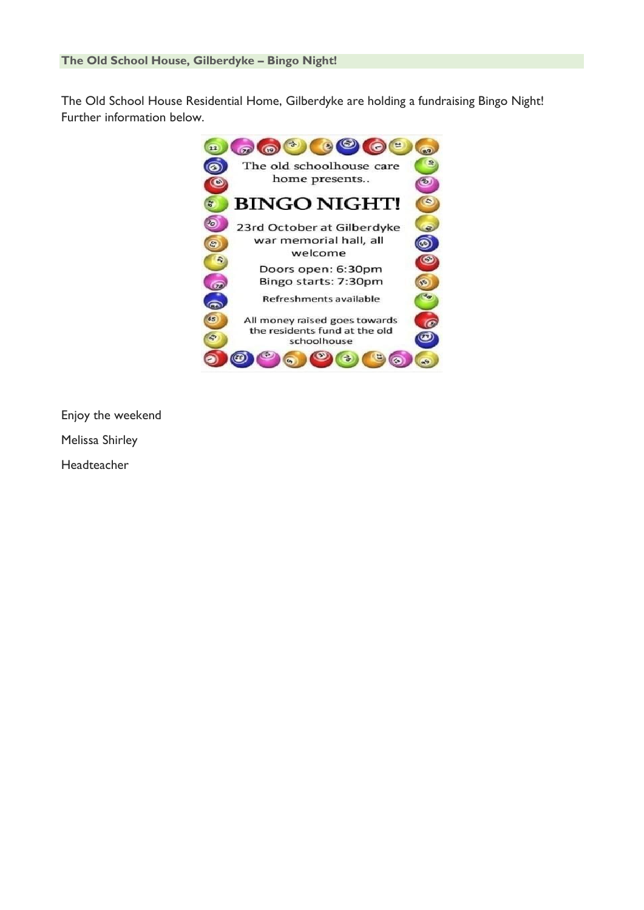### The Old School House, Gilberdyke – Bingo Night!

The Old School House Residential Home, Gilberdyke are holding a fundraising Bingo Night! Further information below.

The old schoolhouse care home presents..

**BINGO NIGHT!**

23rd October at Gilberdyke war memorial hall, all welcome

Doors open: 6:30pm
Bingo starts: 7:30pm

Refreshments available

All money raised goes towards the residents fund at the old schoolhouse

Enjoy the weekend

Melissa Shirley

Headteacher